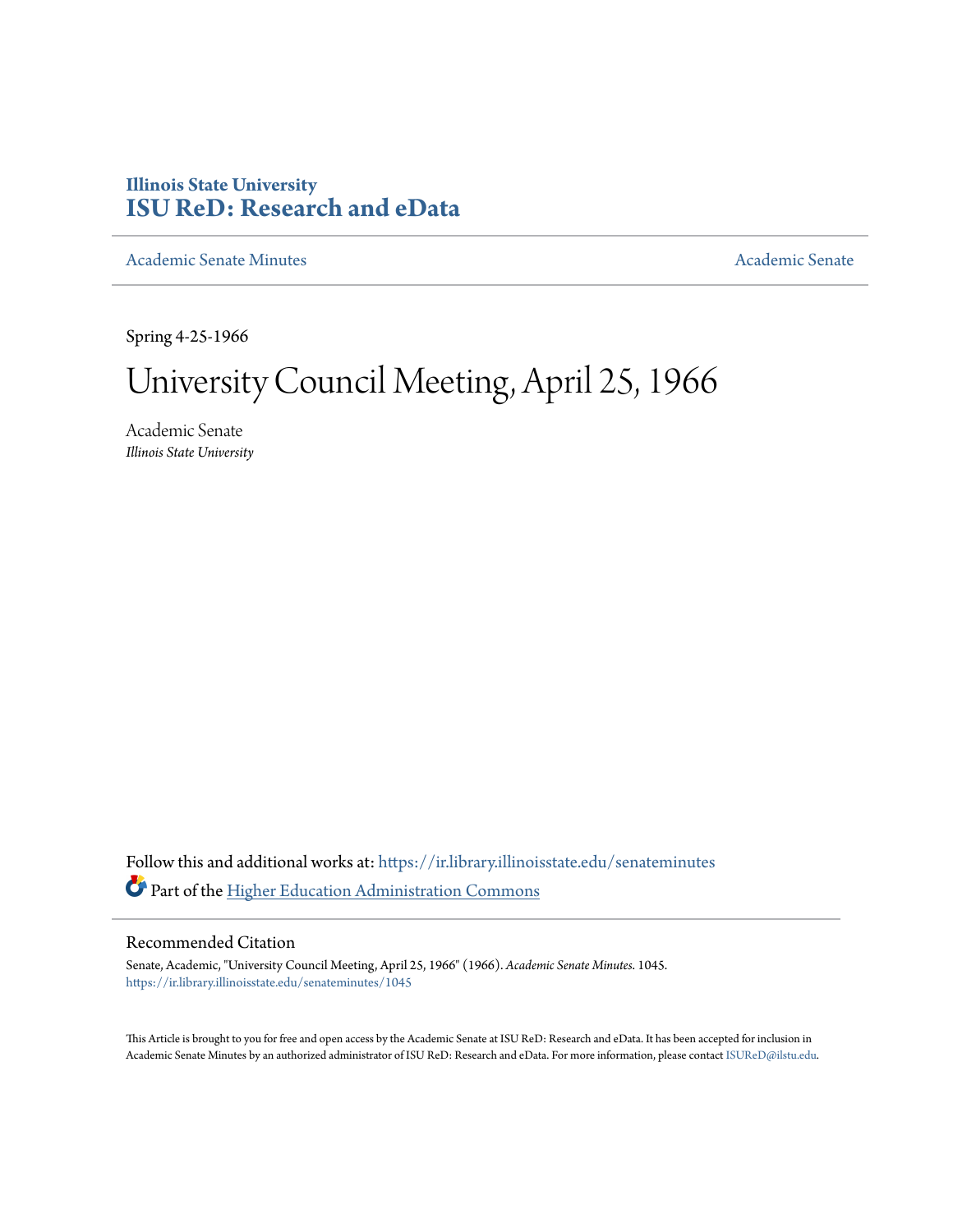**Illinois State University**
**ISU ReD: Research and eData**

Academic Senate Minutes | Academic Senate

Spring 4-25-1966

# University Council Meeting, April 25, 1966

Academic Senate
*Illinois State University*

Follow this and additional works at: https://ir.library.illinoisstate.edu/senateminutes

Part of the Higher Education Administration Commons

## Recommended Citation

Senate, Academic, "University Council Meeting, April 25, 1966" (1966). *Academic Senate Minutes*. 1045.
https://ir.library.illinoisstate.edu/senateminutes/1045

This Article is brought to you for free and open access by the Academic Senate at ISU ReD: Research and eData. It has been accepted for inclusion in Academic Senate Minutes by an authorized administrator of ISU ReD: Research and eData. For more information, please contact ISUReD@ilstu.edu.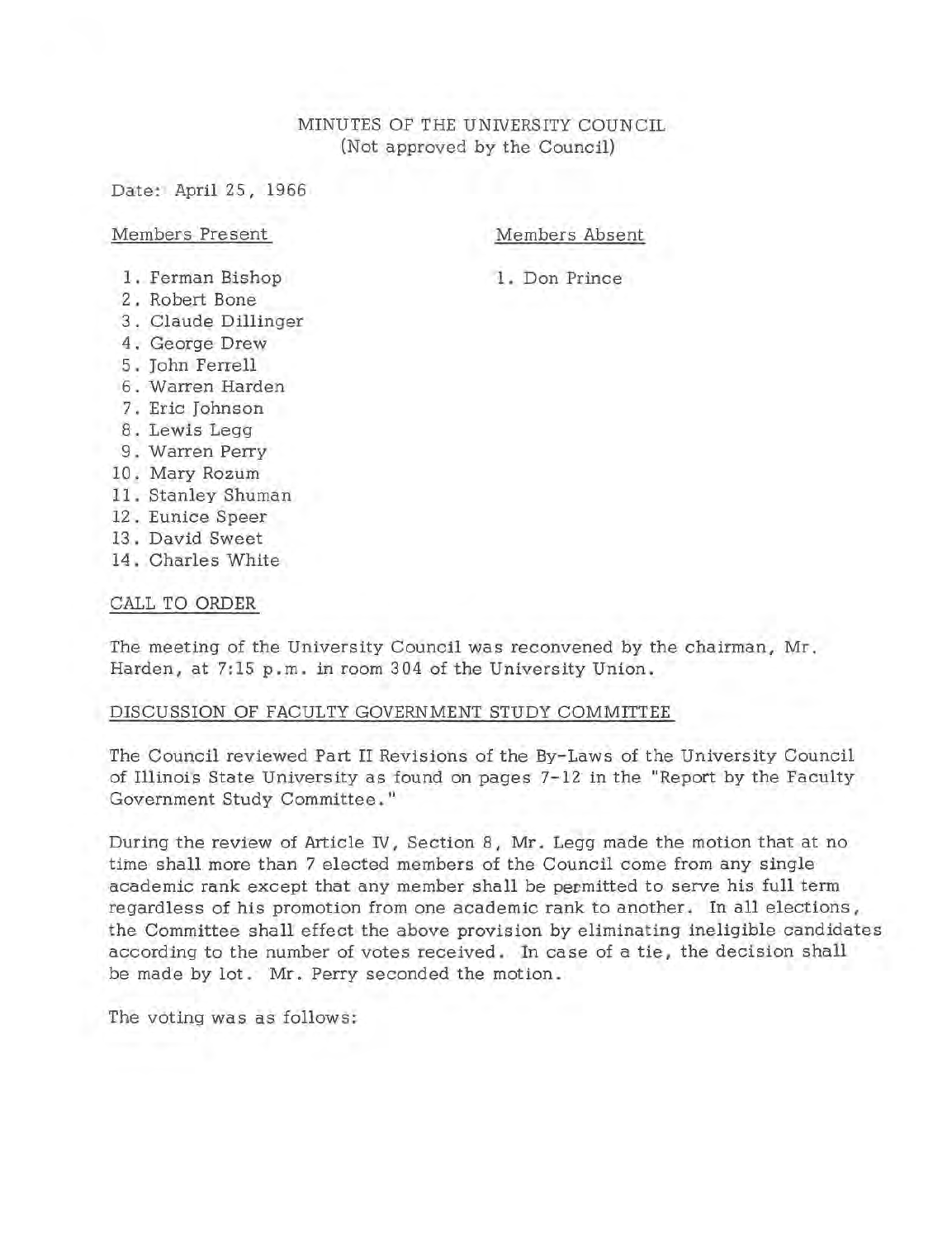MINUTES OF THE UNIVERSITY COUNCIL
(Not approved by the Council)

Date: April 25, 1966

| Members Present | Members Absent |
| --- | --- |
| 1. Ferman Bishop | 1. Don Prince |
| 2. Robert Bone | |
| 3. Claude Dillinger | |
| 4. George Drew | |
| 5. John Ferrell | |
| 6. Warren Harden | |
| 7. Eric Johnson | |
| 8. Lewis Legg | |
| 9. Warren Perry | |
| 10. Mary Rozum | |
| 11. Stanley Shuman | |
| 12. Eunice Speer | |
| 13. David Sweet | |
| 14. Charles White | |

## CALL TO ORDER

The meeting of the University Council was reconvened by the chairman, Mr. Harden, at 7:15 p.m. in room 304 of the University Union.

## DISCUSSION OF FACULTY GOVERNMENT STUDY COMMITTEE

The Council reviewed Part II Revisions of the By-Laws of the University Council of Illinois State University as found on pages 7-12 in the "Report by the Faculty Government Study Committee."

During the review of Article IV, Section 8, Mr. Legg made the motion that at no time shall more than 7 elected members of the Council come from any single academic rank except that any member shall be permitted to serve his full term regardless of his promotion from one academic rank to another. In all elections, the Committee shall effect the above provision by eliminating ineligible candidates according to the number of votes received. In case of a tie, the decision shall be made by lot. Mr. Perry seconded the motion.

The voting was as follows: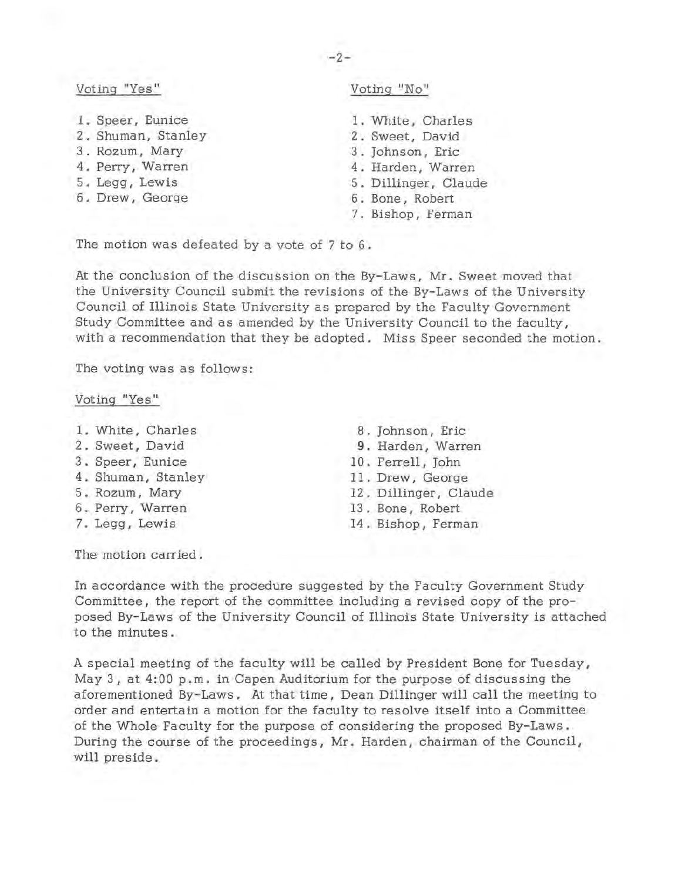| Voting "Yes" | Voting "No" |
|---|---|
| 1. Speer, Eunice | 1. White, Charles |
| 2. Shuman, Stanley | 2. Sweet, David |
| 3. Rozum, Mary | 3. Johnson, Eric |
| 4. Perry, Warren | 4. Harden, Warren |
| 5. Legg, Lewis | 5. Dillinger, Claude |
| 6. Drew, George | 6. Bone, Robert |
| | 7. Bishop, Ferman |

The motion was defeated by a vote of 7 to 6.

At the conclusion of the discussion on the By-Laws, Mr. Sweet moved that the University Council submit the revisions of the By-Laws of the University Council of Illinois State University as prepared by the Faculty Government Study Committee and as amended by the University Council to the faculty, with a recommendation that they be adopted. Miss Speer seconded the motion.

The voting was as follows:

Voting "Yes"

1. White, Charles
2. Sweet, David
3. Speer, Eunice
4. Shuman, Stanley
5. Rozum, Mary
6. Perry, Warren
7. Legg, Lewis
8. Johnson, Eric
9. Harden, Warren
10. Ferrell, John
11. Drew, George
12. Dillinger, Claude
13. Bone, Robert
14. Bishop, Ferman

The motion carried.

In accordance with the procedure suggested by the Faculty Government Study Committee, the report of the committee including a revised copy of the proposed By-Laws of the University Council of Illinois State University is attached to the minutes.

A special meeting of the faculty will be called by President Bone for Tuesday, May 3, at 4:00 p.m. in Capen Auditorium for the purpose of discussing the aforementioned By-Laws. At that time, Dean Dillinger will call the meeting to order and entertain a motion for the faculty to resolve itself into a Committee of the Whole Faculty for the purpose of considering the proposed By-Laws. During the course of the proceedings, Mr. Harden, chairman of the Council, will preside.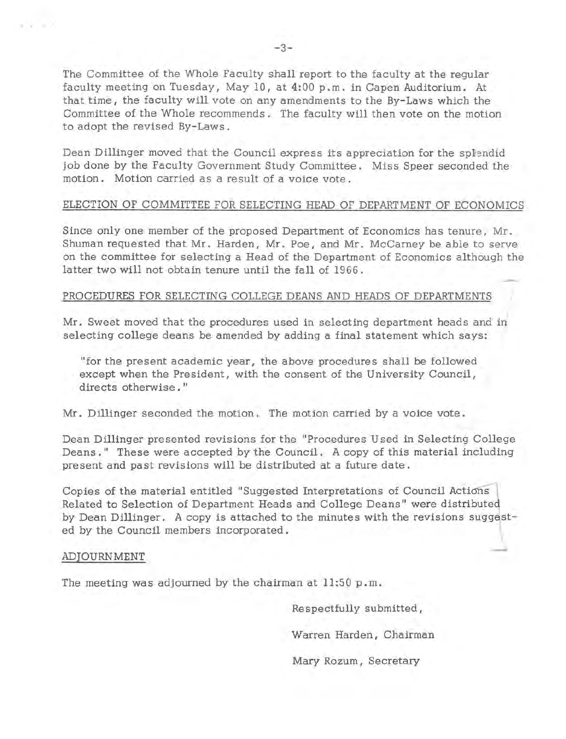The Committee of the Whole Faculty shall report to the faculty at the regular faculty meeting on Tuesday, May 10, at 4:00 p.m. in Capen Auditorium. At that time, the faculty will vote on any amendments to the By-Laws which the Committee of the Whole recommends. The faculty will then vote on the motion to adopt the revised By-Laws.

Dean Dillinger moved that the Council express its appreciation for the splendid job done by the Faculty Government Study Committee. Miss Speer seconded the motion. Motion carried as a result of a voice vote.

## ELECTION OF COMMITTEE FOR SELECTING HEAD OF DEPARTMENT OF ECONOMICS

Since only one member of the proposed Department of Economics has tenure, Mr. Shuman requested that Mr. Harden, Mr. Poe, and Mr. McCarney be able to serve on the committee for selecting a Head of the Department of Economics although the latter two will not obtain tenure until the fall of 1966.

## PROCEDURES FOR SELECTING COLLEGE DEANS AND HEADS OF DEPARTMENTS

Mr. Sweet moved that the procedures used in selecting department heads and in selecting college deans be amended by adding a final statement which says:

> "for the present academic year, the above procedures shall be followed except when the President, with the consent of the University Council, directs otherwise."

Mr. Dillinger seconded the motion. The motion carried by a voice vote.

Dean Dillinger presented revisions for the "Procedures Used in Selecting College Deans." These were accepted by the Council. A copy of this material including present and past revisions will be distributed at a future date.

Copies of the material entitled "Suggested Interpretations of Council Actions Related to Selection of Department Heads and College Deans" were distributed by Dean Dillinger. A copy is attached to the minutes with the revisions suggested by the Council members incorporated.

## ADJOURNMENT

The meeting was adjourned by the chairman at 11:50 p.m.

Respectfully submitted,

Warren Harden, Chairman

Mary Rozum, Secretary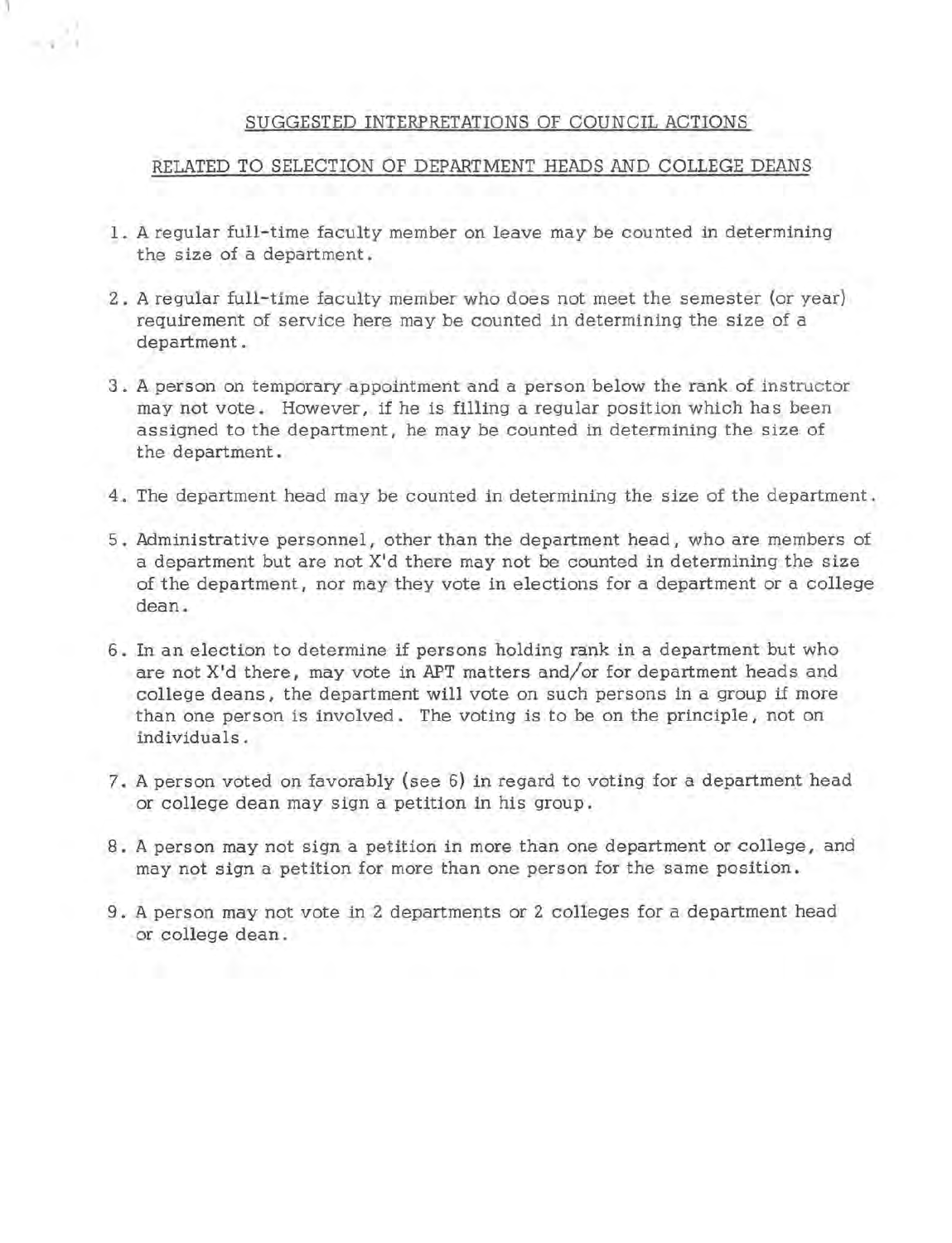## SUGGESTED INTERPRETATIONS OF COUNCIL ACTIONS

## RELATED TO SELECTION OF DEPARTMENT HEADS AND COLLEGE DEANS

1. A regular full-time faculty member on leave may be counted in determining the size of a department.

2. A regular full-time faculty member who does not meet the semester (or year) requirement of service here may be counted in determining the size of a department.

3. A person on temporary appointment and a person below the rank of instructor may not vote. However, if he is filling a regular position which has been assigned to the department, he may be counted in determining the size of the department.

4. The department head may be counted in determining the size of the department.

5. Administrative personnel, other than the department head, who are members of a department but are not X'd there may not be counted in determining the size of the department, nor may they vote in elections for a department or a college dean.

6. In an election to determine if persons holding rank in a department but who are not X'd there, may vote in APT matters and/or for department heads and college deans, the department will vote on such persons in a group if more than one person is involved. The voting is to be on the principle, not on individuals.

7. A person voted on favorably (see 6) in regard to voting for a department head or college dean may sign a petition in his group.

8. A person may not sign a petition in more than one department or college, and may not sign a petition for more than one person for the same position.

9. A person may not vote in 2 departments or 2 colleges for a department head or college dean.